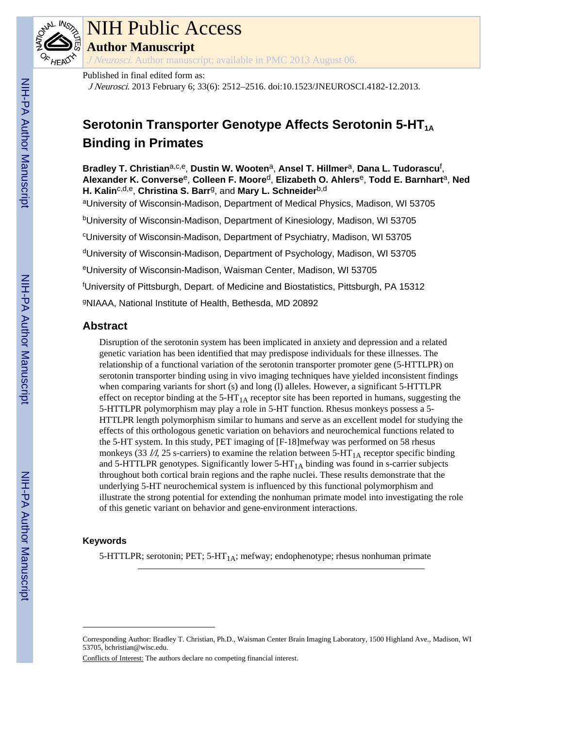# NIH Public Access

## Author Manuscript

*J Neurosci*. Author manuscript; available in PMC 2013 August 06.

Published in final edited form as:

*J Neurosci*. 2013 February 6; 33(6): 2512–2516. doi:10.1523/JNEUROSCI.4182-12.2013.

# Serotonin Transporter Genotype Affects Serotonin 5-HT$_{1A}$ Binding in Primates

**Bradley T. Christian**[a,c,e], **Dustin W. Wooten**[a], **Ansel T. Hillmer**[a], **Dana L. Tudorascu**[f], **Alexander K. Converse**[e], **Colleen F. Moore**[d], **Elizabeth O. Ahlers**[e], **Todd E. Barnhart**[a], **Ned H. Kalin**[c,d,e], **Christina S. Barr**[g], and **Mary L. Schneider**[b,d]

[a]University of Wisconsin-Madison, Department of Medical Physics, Madison, WI 53705

[b]University of Wisconsin-Madison, Department of Kinesiology, Madison, WI 53705

[c]University of Wisconsin-Madison, Department of Psychiatry, Madison, WI 53705

[d]University of Wisconsin-Madison, Department of Psychology, Madison, WI 53705

[e]University of Wisconsin-Madison, Waisman Center, Madison, WI 53705

[f]University of Pittsburgh, Depart. of Medicine and Biostatistics, Pittsburgh, PA 15312

[g]NIAAA, National Institute of Health, Bethesda, MD 20892

## Abstract

Disruption of the serotonin system has been implicated in anxiety and depression and a related genetic variation has been identified that may predispose individuals for these illnesses. The relationship of a functional variation of the serotonin transporter promoter gene (5-HTTLPR) on serotonin transporter binding using in vivo imaging techniques have yielded inconsistent findings when comparing variants for short (s) and long (l) alleles. However, a significant 5-HTTLPR effect on receptor binding at the 5-HT$_{1A}$ receptor site has been reported in humans, suggesting the 5-HTTLPR polymorphism may play a role in 5-HT function. Rhesus monkeys possess a 5-HTTLPR length polymorphism similar to humans and serve as an excellent model for studying the effects of this orthologous genetic variation on behaviors and neurochemical functions related to the 5-HT system. In this study, PET imaging of [F-18]mefway was performed on 58 rhesus monkeys (33 *l/l*, 25 s-carriers) to examine the relation between 5-HT$_{1A}$ receptor specific binding and 5-HTTLPR genotypes. Significantly lower 5-HT$_{1A}$ binding was found in s-carrier subjects throughout both cortical brain regions and the raphe nuclei. These results demonstrate that the underlying 5-HT neurochemical system is influenced by this functional polymorphism and illustrate the strong potential for extending the nonhuman primate model into investigating the role of this genetic variant on behavior and gene-environment interactions.

### Keywords

5-HTTLPR; serotonin; PET; 5-HT$_{1A}$; mefway; endophenotype; rhesus nonhuman primate

---

Corresponding Author: Bradley T. Christian, Ph.D., Waisman Center Brain Imaging Laboratory, 1500 Highland Ave., Madison, WI 53705, bchristian@wisc.edu.

Conflicts of Interest: The authors declare no competing financial interest.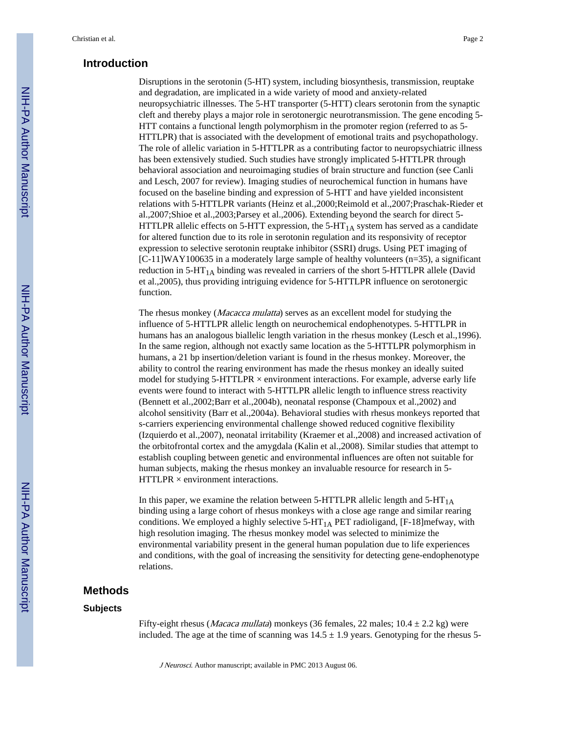## Introduction

Disruptions in the serotonin (5-HT) system, including biosynthesis, transmission, reuptake and degradation, are implicated in a wide variety of mood and anxiety-related neuropsychiatric illnesses. The 5-HT transporter (5-HTT) clears serotonin from the synaptic cleft and thereby plays a major role in serotonergic neurotransmission. The gene encoding 5-HTT contains a functional length polymorphism in the promoter region (referred to as 5-HTTLPR) that is associated with the development of emotional traits and psychopathology. The role of allelic variation in 5-HTTLPR as a contributing factor to neuropsychiatric illness has been extensively studied. Such studies have strongly implicated 5-HTTLPR through behavioral association and neuroimaging studies of brain structure and function (see Canli and Lesch, 2007 for review). Imaging studies of neurochemical function in humans have focused on the baseline binding and expression of 5-HTT and have yielded inconsistent relations with 5-HTTLPR variants (Heinz et al.,2000;Reimold et al.,2007;Praschak-Rieder et al.,2007;Shioe et al.,2003;Parsey et al.,2006). Extending beyond the search for direct 5-HTTLPR allelic effects on 5-HTT expression, the 5-$HT_{1A}$ system has served as a candidate for altered function due to its role in serotonin regulation and its responsivity of receptor expression to selective serotonin reuptake inhibitor (SSRI) drugs. Using PET imaging of [C-11]WAY100635 in a moderately large sample of healthy volunteers (n=35), a significant reduction in 5-$HT_{1A}$ binding was revealed in carriers of the short 5-HTTLPR allele (David et al.,2005), thus providing intriguing evidence for 5-HTTLPR influence on serotonergic function.

The rhesus monkey (*Macacca mulatta*) serves as an excellent model for studying the influence of 5-HTTLPR allelic length on neurochemical endophenotypes. 5-HTTLPR in humans has an analogous biallelic length variation in the rhesus monkey (Lesch et al.,1996). In the same region, although not exactly same location as the 5-HTTLPR polymorphism in humans, a 21 bp insertion/deletion variant is found in the rhesus monkey. Moreover, the ability to control the rearing environment has made the rhesus monkey an ideally suited model for studying 5-HTTLPR × environment interactions. For example, adverse early life events were found to interact with 5-HTTLPR allelic length to influence stress reactivity (Bennett et al.,2002;Barr et al.,2004b), neonatal response (Champoux et al.,2002) and alcohol sensitivity (Barr et al.,2004a). Behavioral studies with rhesus monkeys reported that s-carriers experiencing environmental challenge showed reduced cognitive flexibility (Izquierdo et al.,2007), neonatal irritability (Kraemer et al.,2008) and increased activation of the orbitofrontal cortex and the amygdala (Kalin et al.,2008). Similar studies that attempt to establish coupling between genetic and environmental influences are often not suitable for human subjects, making the rhesus monkey an invaluable resource for research in 5-HTTLPR × environment interactions.

In this paper, we examine the relation between 5-HTTLPR allelic length and 5-$HT_{1A}$ binding using a large cohort of rhesus monkeys with a close age range and similar rearing conditions. We employed a highly selective 5-$HT_{1A}$ PET radioligand, [F-18]mefway, with high resolution imaging. The rhesus monkey model was selected to minimize the environmental variability present in the general human population due to life experiences and conditions, with the goal of increasing the sensitivity for detecting gene-endophenotype relations.

## Methods

### Subjects

Fifty-eight rhesus (*Macaca mullata*) monkeys (36 females, 22 males; 10.4 ± 2.2 kg) were included. The age at the time of scanning was 14.5 ± 1.9 years. Genotyping for the rhesus 5-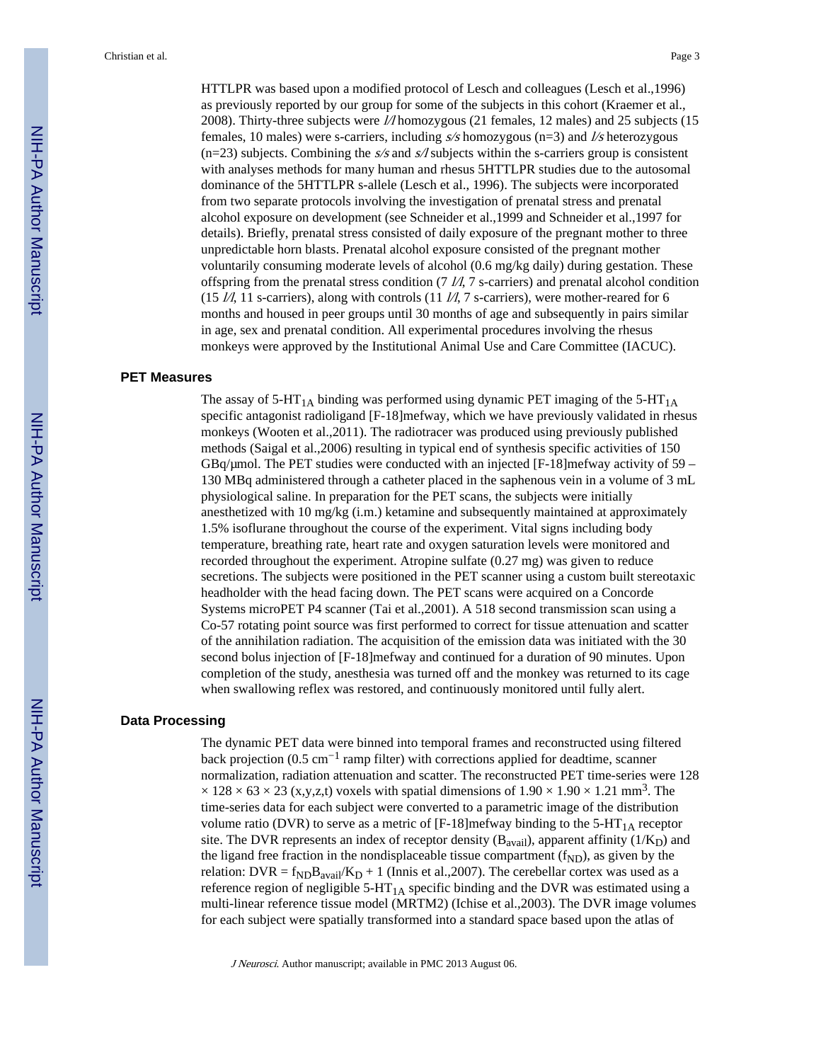HTTLPR was based upon a modified protocol of Lesch and colleagues (Lesch et al.,1996) as previously reported by our group for some of the subjects in this cohort (Kraemer et al., 2008). Thirty-three subjects were *l/l* homozygous (21 females, 12 males) and 25 subjects (15 females, 10 males) were s-carriers, including *s/s* homozygous (n=3) and *l/s* heterozygous (n=23) subjects. Combining the *s/s* and *s/l* subjects within the s-carriers group is consistent with analyses methods for many human and rhesus 5HTTLPR studies due to the autosomal dominance of the 5HTTLPR s-allele (Lesch et al., 1996). The subjects were incorporated from two separate protocols involving the investigation of prenatal stress and prenatal alcohol exposure on development (see Schneider et al.,1999 and Schneider et al.,1997 for details). Briefly, prenatal stress consisted of daily exposure of the pregnant mother to three unpredictable horn blasts. Prenatal alcohol exposure consisted of the pregnant mother voluntarily consuming moderate levels of alcohol (0.6 mg/kg daily) during gestation. These offspring from the prenatal stress condition (7 *l/l*, 7 s-carriers) and prenatal alcohol condition (15 *l/l*, 11 s-carriers), along with controls (11 *l/l*, 7 s-carriers), were mother-reared for 6 months and housed in peer groups until 30 months of age and subsequently in pairs similar in age, sex and prenatal condition. All experimental procedures involving the rhesus monkeys were approved by the Institutional Animal Use and Care Committee (IACUC).

## PET Measures

The assay of 5-$HT_{1A}$ binding was performed using dynamic PET imaging of the 5-$HT_{1A}$ specific antagonist radioligand [F-18]mefway, which we have previously validated in rhesus monkeys (Wooten et al.,2011). The radiotracer was produced using previously published methods (Saigal et al.,2006) resulting in typical end of synthesis specific activities of 150 GBq/μmol. The PET studies were conducted with an injected [F-18]mefway activity of 59 – 130 MBq administered through a catheter placed in the saphenous vein in a volume of 3 mL physiological saline. In preparation for the PET scans, the subjects were initially anesthetized with 10 mg/kg (i.m.) ketamine and subsequently maintained at approximately 1.5% isoflurane throughout the course of the experiment. Vital signs including body temperature, breathing rate, heart rate and oxygen saturation levels were monitored and recorded throughout the experiment. Atropine sulfate (0.27 mg) was given to reduce secretions. The subjects were positioned in the PET scanner using a custom built stereotaxic headholder with the head facing down. The PET scans were acquired on a Concorde Systems microPET P4 scanner (Tai et al.,2001). A 518 second transmission scan using a Co-57 rotating point source was first performed to correct for tissue attenuation and scatter of the annihilation radiation. The acquisition of the emission data was initiated with the 30 second bolus injection of [F-18]mefway and continued for a duration of 90 minutes. Upon completion of the study, anesthesia was turned off and the monkey was returned to its cage when swallowing reflex was restored, and continuously monitored until fully alert.

## Data Processing

The dynamic PET data were binned into temporal frames and reconstructed using filtered back projection (0.5 $cm^{-1}$ ramp filter) with corrections applied for deadtime, scanner normalization, radiation attenuation and scatter. The reconstructed PET time-series were 128 × 128 × 63 × 23 (x,y,z,t) voxels with spatial dimensions of 1.90 × 1.90 × 1.21 $mm^3$. The time-series data for each subject were converted to a parametric image of the distribution volume ratio (DVR) to serve as a metric of [F-18]mefway binding to the 5-$HT_{1A}$ receptor site. The DVR represents an index of receptor density ($B_{avail}$), apparent affinity ($1/K_D$) and the ligand free fraction in the nondisplaceable tissue compartment ($f_{ND}$), as given by the relation: $DVR = f_{ND}B_{avail}/K_D + 1$ (Innis et al.,2007). The cerebellar cortex was used as a reference region of negligible 5-$HT_{1A}$ specific binding and the DVR was estimated using a multi-linear reference tissue model (MRTM2) (Ichise et al.,2003). The DVR image volumes for each subject were spatially transformed into a standard space based upon the atlas of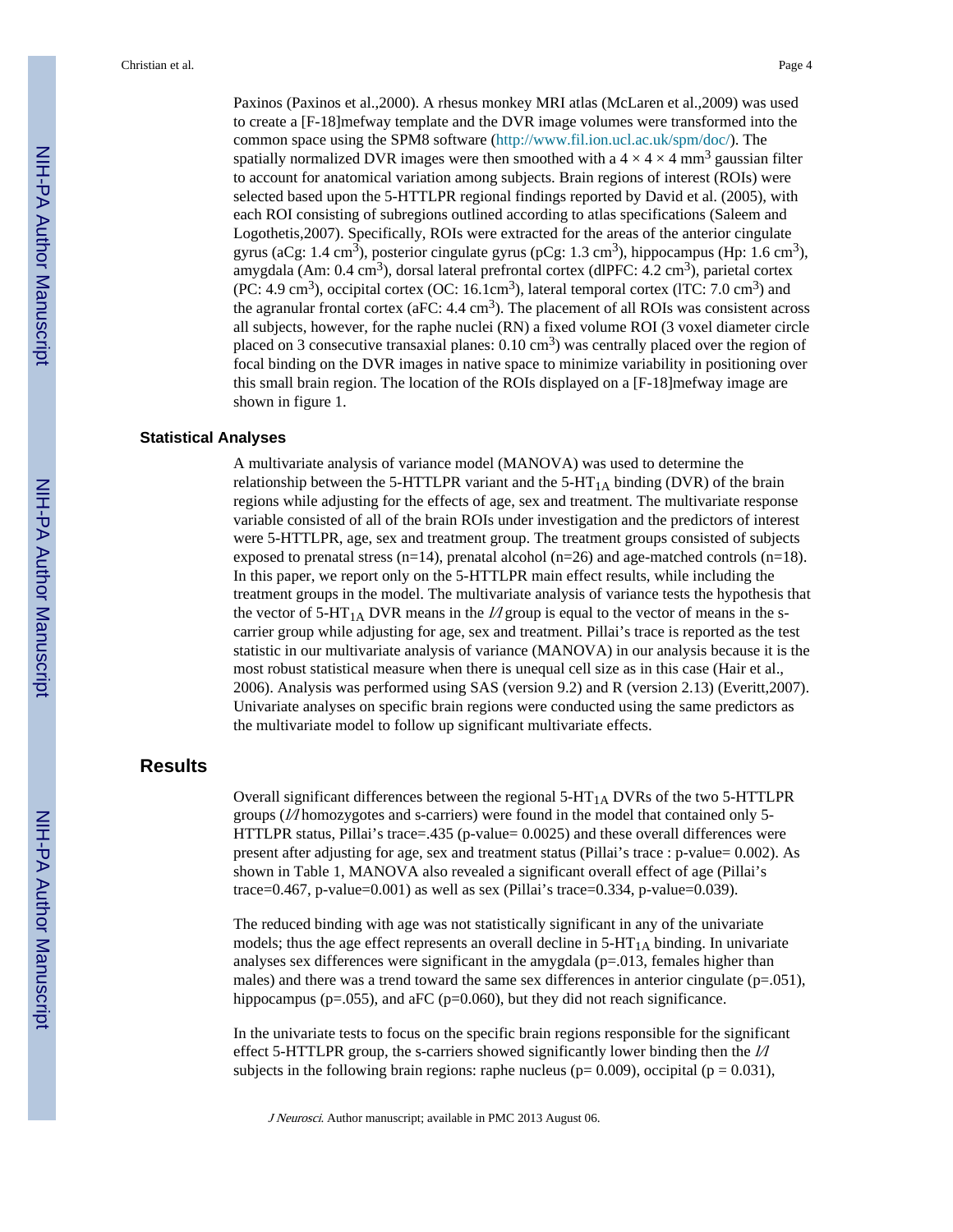Paxinos (Paxinos et al.,2000). A rhesus monkey MRI atlas (McLaren et al.,2009) was used to create a [F-18]mefway template and the DVR image volumes were transformed into the common space using the SPM8 software (http://www.fil.ion.ucl.ac.uk/spm/doc/). The spatially normalized DVR images were then smoothed with a $4 \times 4 \times 4$ mm$^3$ gaussian filter to account for anatomical variation among subjects. Brain regions of interest (ROIs) were selected based upon the 5-HTTLPR regional findings reported by David et al. (2005), with each ROI consisting of subregions outlined according to atlas specifications (Saleem and Logothetis,2007). Specifically, ROIs were extracted for the areas of the anterior cingulate gyrus (aCg: 1.4 cm$^3$), posterior cingulate gyrus (pCg: 1.3 cm$^3$), hippocampus (Hp: 1.6 cm$^3$), amygdala (Am: 0.4 cm$^3$), dorsal lateral prefrontal cortex (dlPFC: 4.2 cm$^3$), parietal cortex (PC: 4.9 cm$^3$), occipital cortex (OC: 16.1cm$^3$), lateral temporal cortex (lTC: 7.0 cm$^3$) and the agranular frontal cortex (aFC: 4.4 cm$^3$). The placement of all ROIs was consistent across all subjects, however, for the raphe nuclei (RN) a fixed volume ROI (3 voxel diameter circle placed on 3 consecutive transaxial planes: 0.10 cm$^3$) was centrally placed over the region of focal binding on the DVR images in native space to minimize variability in positioning over this small brain region. The location of the ROIs displayed on a [F-18]mefway image are shown in figure 1.

### Statistical Analyses

A multivariate analysis of variance model (MANOVA) was used to determine the relationship between the 5-HTTLPR variant and the 5-HT$_{1A}$ binding (DVR) of the brain regions while adjusting for the effects of age, sex and treatment. The multivariate response variable consisted of all of the brain ROIs under investigation and the predictors of interest were 5-HTTLPR, age, sex and treatment group. The treatment groups consisted of subjects exposed to prenatal stress (n=14), prenatal alcohol (n=26) and age-matched controls (n=18). In this paper, we report only on the 5-HTTLPR main effect results, while including the treatment groups in the model. The multivariate analysis of variance tests the hypothesis that the vector of 5-HT$_{1A}$ DVR means in the *l/l* group is equal to the vector of means in the s-carrier group while adjusting for age, sex and treatment. Pillai's trace is reported as the test statistic in our multivariate analysis of variance (MANOVA) in our analysis because it is the most robust statistical measure when there is unequal cell size as in this case (Hair et al., 2006). Analysis was performed using SAS (version 9.2) and R (version 2.13) (Everitt,2007). Univariate analyses on specific brain regions were conducted using the same predictors as the multivariate model to follow up significant multivariate effects.

## Results

Overall significant differences between the regional 5-HT$_{1A}$ DVRs of the two 5-HTTLPR groups (*l/l* homozygotes and s-carriers) were found in the model that contained only 5-HTTLPR status, Pillai's trace=.435 (p-value= 0.0025) and these overall differences were present after adjusting for age, sex and treatment status (Pillai's trace : p-value= 0.002). As shown in Table 1, MANOVA also revealed a significant overall effect of age (Pillai's trace=0.467, p-value=0.001) as well as sex (Pillai's trace=0.334, p-value=0.039).

The reduced binding with age was not statistically significant in any of the univariate models; thus the age effect represents an overall decline in 5-HT$_{1A}$ binding. In univariate analyses sex differences were significant in the amygdala (p=.013, females higher than males) and there was a trend toward the same sex differences in anterior cingulate (p=.051), hippocampus (p=.055), and aFC (p=0.060), but they did not reach significance.

In the univariate tests to focus on the specific brain regions responsible for the significant effect 5-HTTLPR group, the s-carriers showed significantly lower binding then the *l/l* subjects in the following brain regions: raphe nucleus (p= 0.009), occipital (p = 0.031),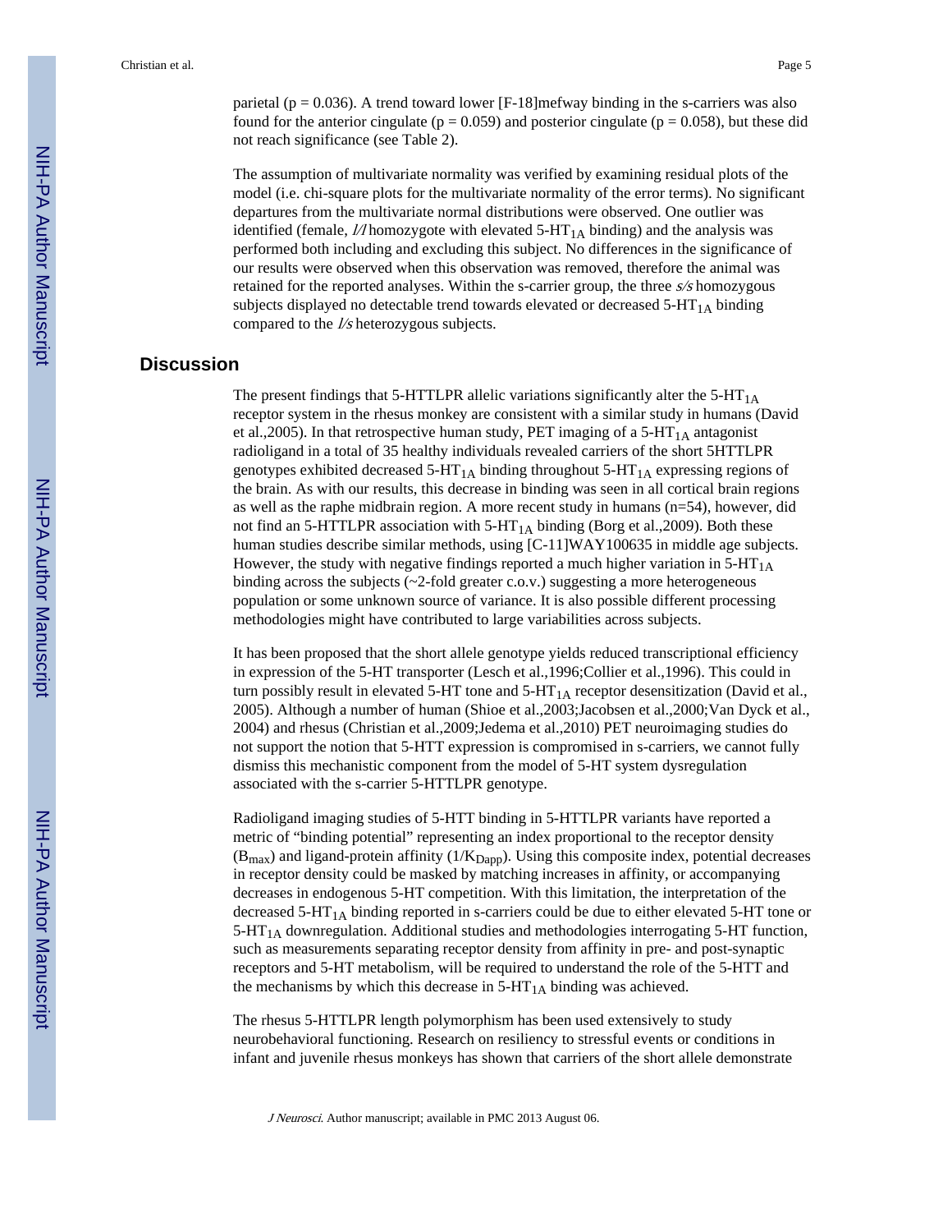parietal ($p = 0.036$). A trend toward lower [F-18]mefway binding in the s-carriers was also found for the anterior cingulate ($p = 0.059$) and posterior cingulate ($p = 0.058$), but these did not reach significance (see Table 2).

The assumption of multivariate normality was verified by examining residual plots of the model (i.e. chi-square plots for the multivariate normality of the error terms). No significant departures from the multivariate normal distributions were observed. One outlier was identified (female, *l/l* homozygote with elevated 5-$HT_{1A}$ binding) and the analysis was performed both including and excluding this subject. No differences in the significance of our results were observed when this observation was removed, therefore the animal was retained for the reported analyses. Within the s-carrier group, the three *s/s* homozygous subjects displayed no detectable trend towards elevated or decreased 5-$HT_{1A}$ binding compared to the *l/s* heterozygous subjects.

## Discussion

The present findings that 5-HTTLPR allelic variations significantly alter the 5-$HT_{1A}$ receptor system in the rhesus monkey are consistent with a similar study in humans (David et al.,2005). In that retrospective human study, PET imaging of a 5-$HT_{1A}$ antagonist radioligand in a total of 35 healthy individuals revealed carriers of the short 5HTTLPR genotypes exhibited decreased 5-$HT_{1A}$ binding throughout 5-$HT_{1A}$ expressing regions of the brain. As with our results, this decrease in binding was seen in all cortical brain regions as well as the raphe midbrain region. A more recent study in humans (n=54), however, did not find an 5-HTTLPR association with 5-$HT_{1A}$ binding (Borg et al.,2009). Both these human studies describe similar methods, using [C-11]WAY100635 in middle age subjects. However, the study with negative findings reported a much higher variation in 5-$HT_{1A}$ binding across the subjects (~2-fold greater c.o.v.) suggesting a more heterogeneous population or some unknown source of variance. It is also possible different processing methodologies might have contributed to large variabilities across subjects.

It has been proposed that the short allele genotype yields reduced transcriptional efficiency in expression of the 5-HT transporter (Lesch et al.,1996;Collier et al.,1996). This could in turn possibly result in elevated 5-HT tone and 5-$HT_{1A}$ receptor desensitization (David et al., 2005). Although a number of human (Shioe et al.,2003;Jacobsen et al.,2000;Van Dyck et al., 2004) and rhesus (Christian et al.,2009;Jedema et al.,2010) PET neuroimaging studies do not support the notion that 5-HTT expression is compromised in s-carriers, we cannot fully dismiss this mechanistic component from the model of 5-HT system dysregulation associated with the s-carrier 5-HTTLPR genotype.

Radioligand imaging studies of 5-HTT binding in 5-HTTLPR variants have reported a metric of "binding potential" representing an index proportional to the receptor density ($B_{max}$) and ligand-protein affinity ($1/K_{Dapp}$). Using this composite index, potential decreases in receptor density could be masked by matching increases in affinity, or accompanying decreases in endogenous 5-HT competition. With this limitation, the interpretation of the decreased 5-$HT_{1A}$ binding reported in s-carriers could be due to either elevated 5-HT tone or 5-$HT_{1A}$ downregulation. Additional studies and methodologies interrogating 5-HT function, such as measurements separating receptor density from affinity in pre- and post-synaptic receptors and 5-HT metabolism, will be required to understand the role of the 5-HTT and the mechanisms by which this decrease in 5-$HT_{1A}$ binding was achieved.

The rhesus 5-HTTLPR length polymorphism has been used extensively to study neurobehavioral functioning. Research on resiliency to stressful events or conditions in infant and juvenile rhesus monkeys has shown that carriers of the short allele demonstrate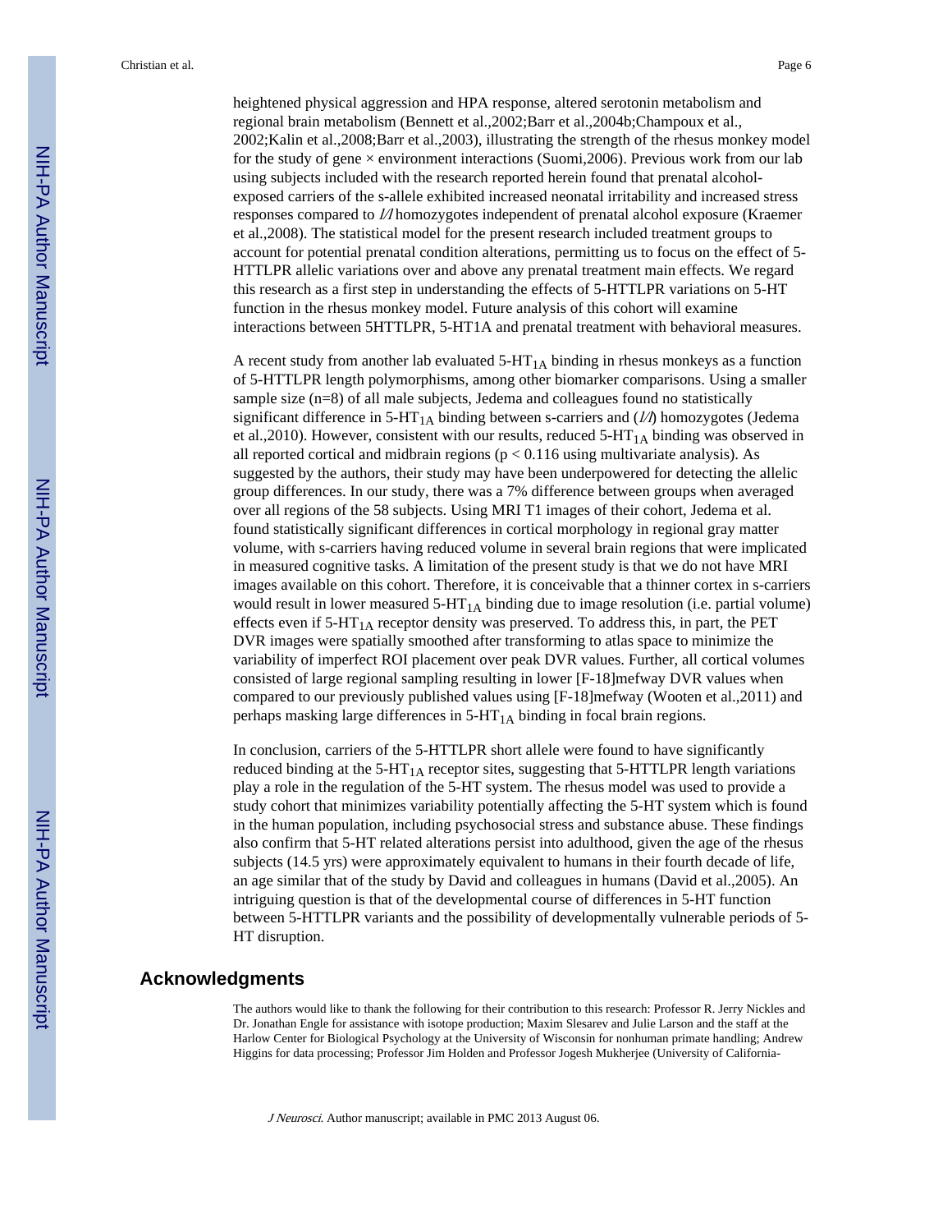heightened physical aggression and HPA response, altered serotonin metabolism and regional brain metabolism (Bennett et al.,2002;Barr et al.,2004b;Champoux et al., 2002;Kalin et al.,2008;Barr et al.,2003), illustrating the strength of the rhesus monkey model for the study of gene × environment interactions (Suomi,2006). Previous work from our lab using subjects included with the research reported herein found that prenatal alcohol-exposed carriers of the s-allele exhibited increased neonatal irritability and increased stress responses compared to *l/l* homozygotes independent of prenatal alcohol exposure (Kraemer et al.,2008). The statistical model for the present research included treatment groups to account for potential prenatal condition alterations, permitting us to focus on the effect of 5-HTTLPR allelic variations over and above any prenatal treatment main effects. We regard this research as a first step in understanding the effects of 5-HTTLPR variations on 5-HT function in the rhesus monkey model. Future analysis of this cohort will examine interactions between 5HTTLPR, 5-HT1A and prenatal treatment with behavioral measures.

A recent study from another lab evaluated 5-$HT_{1A}$ binding in rhesus monkeys as a function of 5-HTTLPR length polymorphisms, among other biomarker comparisons. Using a smaller sample size (n=8) of all male subjects, Jedema and colleagues found no statistically significant difference in 5-$HT_{1A}$ binding between s-carriers and (*l/l*) homozygotes (Jedema et al.,2010). However, consistent with our results, reduced 5-$HT_{1A}$ binding was observed in all reported cortical and midbrain regions ($p < 0.116$ using multivariate analysis). As suggested by the authors, their study may have been underpowered for detecting the allelic group differences. In our study, there was a 7% difference between groups when averaged over all regions of the 58 subjects. Using MRI T1 images of their cohort, Jedema et al. found statistically significant differences in cortical morphology in regional gray matter volume, with s-carriers having reduced volume in several brain regions that were implicated in measured cognitive tasks. A limitation of the present study is that we do not have MRI images available on this cohort. Therefore, it is conceivable that a thinner cortex in s-carriers would result in lower measured 5-$HT_{1A}$ binding due to image resolution (i.e. partial volume) effects even if 5-$HT_{1A}$ receptor density was preserved. To address this, in part, the PET DVR images were spatially smoothed after transforming to atlas space to minimize the variability of imperfect ROI placement over peak DVR values. Further, all cortical volumes consisted of large regional sampling resulting in lower [F-18]mefway DVR values when compared to our previously published values using [F-18]mefway (Wooten et al.,2011) and perhaps masking large differences in 5-$HT_{1A}$ binding in focal brain regions.

In conclusion, carriers of the 5-HTTLPR short allele were found to have significantly reduced binding at the 5-$HT_{1A}$ receptor sites, suggesting that 5-HTTLPR length variations play a role in the regulation of the 5-HT system. The rhesus model was used to provide a study cohort that minimizes variability potentially affecting the 5-HT system which is found in the human population, including psychosocial stress and substance abuse. These findings also confirm that 5-HT related alterations persist into adulthood, given the age of the rhesus subjects (14.5 yrs) were approximately equivalent to humans in their fourth decade of life, an age similar that of the study by David and colleagues in humans (David et al.,2005). An intriguing question is that of the developmental course of differences in 5-HT function between 5-HTTLPR variants and the possibility of developmentally vulnerable periods of 5-HT disruption.

## Acknowledgments

The authors would like to thank the following for their contribution to this research: Professor R. Jerry Nickles and Dr. Jonathan Engle for assistance with isotope production; Maxim Slesarev and Julie Larson and the staff at the Harlow Center for Biological Psychology at the University of Wisconsin for nonhuman primate handling; Andrew Higgins for data processing; Professor Jim Holden and Professor Jogesh Mukherjee (University of California-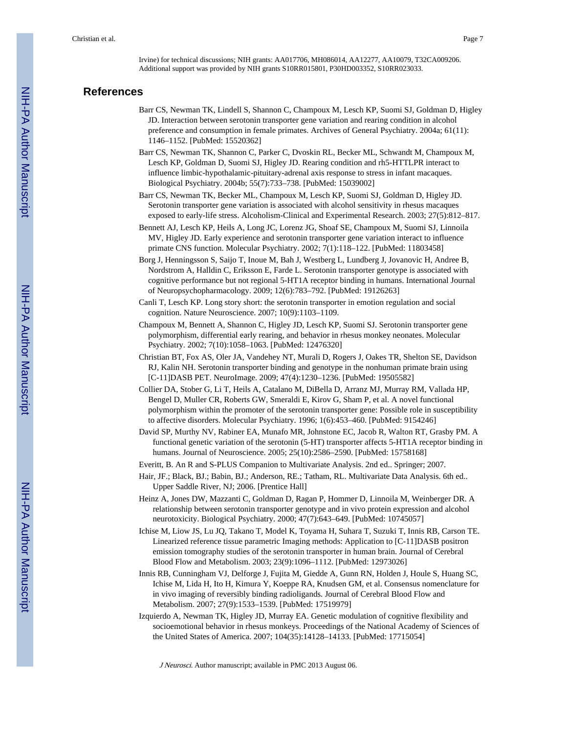Irvine) for technical discussions; NIH grants: AA017706, MH086014, AA12277, AA10079, T32CA009206. Additional support was provided by NIH grants S10RR015801, P30HD003352, S10RR023033.

## References

Barr CS, Newman TK, Lindell S, Shannon C, Champoux M, Lesch KP, Suomi SJ, Goldman D, Higley JD. Interaction between serotonin transporter gene variation and rearing condition in alcohol preference and consumption in female primates. Archives of General Psychiatry. 2004a; 61(11): 1146–1152. [PubMed: 15520362]

Barr CS, Newman TK, Shannon C, Parker C, Dvoskin RL, Becker ML, Schwandt M, Champoux M, Lesch KP, Goldman D, Suomi SJ, Higley JD. Rearing condition and rh5-HTTLPR interact to influence limbic-hypothalamic-pituitary-adrenal axis response to stress in infant macaques. Biological Psychiatry. 2004b; 55(7):733–738. [PubMed: 15039002]

Barr CS, Newman TK, Becker ML, Champoux M, Lesch KP, Suomi SJ, Goldman D, Higley JD. Serotonin transporter gene variation is associated with alcohol sensitivity in rhesus macaques exposed to early-life stress. Alcoholism-Clinical and Experimental Research. 2003; 27(5):812–817.

Bennett AJ, Lesch KP, Heils A, Long JC, Lorenz JG, Shoaf SE, Champoux M, Suomi SJ, Linnoila MV, Higley JD. Early experience and serotonin transporter gene variation interact to influence primate CNS function. Molecular Psychiatry. 2002; 7(1):118–122. [PubMed: 11803458]

Borg J, Henningsson S, Saijo T, Inoue M, Bah J, Westberg L, Lundberg J, Jovanovic H, Andree B, Nordstrom A, Halldin C, Eriksson E, Farde L. Serotonin transporter genotype is associated with cognitive performance but not regional 5-HT1A receptor binding in humans. International Journal of Neuropsychopharmacology. 2009; 12(6):783–792. [PubMed: 19126263]

Canli T, Lesch KP. Long story short: the serotonin transporter in emotion regulation and social cognition. Nature Neuroscience. 2007; 10(9):1103–1109.

Champoux M, Bennett A, Shannon C, Higley JD, Lesch KP, Suomi SJ. Serotonin transporter gene polymorphism, differential early rearing, and behavior in rhesus monkey neonates. Molecular Psychiatry. 2002; 7(10):1058–1063. [PubMed: 12476320]

Christian BT, Fox AS, Oler JA, Vandehey NT, Murali D, Rogers J, Oakes TR, Shelton SE, Davidson RJ, Kalin NH. Serotonin transporter binding and genotype in the nonhuman primate brain using [C-11]DASB PET. NeuroImage. 2009; 47(4):1230–1236. [PubMed: 19505582]

Collier DA, Stober G, Li T, Heils A, Catalano M, DiBella D, Arranz MJ, Murray RM, Vallada HP, Bengel D, Muller CR, Roberts GW, Smeraldi E, Kirov G, Sham P, et al. A novel functional polymorphism within the promoter of the serotonin transporter gene: Possible role in susceptibility to affective disorders. Molecular Psychiatry. 1996; 1(6):453–460. [PubMed: 9154246]

David SP, Murthy NV, Rabiner EA, Munafo MR, Johnstone EC, Jacob R, Walton RT, Grasby PM. A functional genetic variation of the serotonin (5-HT) transporter affects 5-HT1A receptor binding in humans. Journal of Neuroscience. 2005; 25(10):2586–2590. [PubMed: 15758168]

Everitt, B. An R and S-PLUS Companion to Multivariate Analysis. 2nd ed.. Springer; 2007.

Hair, JF.; Black, BJ.; Babin, BJ.; Anderson, RE.; Tatham, RL. Multivariate Data Analysis. 6th ed.. Upper Saddle River, NJ; 2006. [Prentice Hall]

Heinz A, Jones DW, Mazzanti C, Goldman D, Ragan P, Hommer D, Linnoila M, Weinberger DR. A relationship between serotonin transporter genotype and in vivo protein expression and alcohol neurotoxicity. Biological Psychiatry. 2000; 47(7):643–649. [PubMed: 10745057]

Ichise M, Liow JS, Lu JQ, Takano T, Model K, Toyama H, Suhara T, Suzuki T, Innis RB, Carson TE. Linearized reference tissue parametric Imaging methods: Application to [C-11]DASB positron emission tomography studies of the serotonin transporter in human brain. Journal of Cerebral Blood Flow and Metabolism. 2003; 23(9):1096–1112. [PubMed: 12973026]

Innis RB, Cunningham VJ, Delforge J, Fujita M, Giedde A, Gunn RN, Holden J, Houle S, Huang SC, Ichise M, Lida H, Ito H, Kimura Y, Koeppe RA, Knudsen GM, et al. Consensus nomenclature for in vivo imaging of reversibly binding radioligands. Journal of Cerebral Blood Flow and Metabolism. 2007; 27(9):1533–1539. [PubMed: 17519979]

Izquierdo A, Newman TK, Higley JD, Murray EA. Genetic modulation of cognitive flexibility and socioemotional behavior in rhesus monkeys. Proceedings of the National Academy of Sciences of the United States of America. 2007; 104(35):14128–14133. [PubMed: 17715054]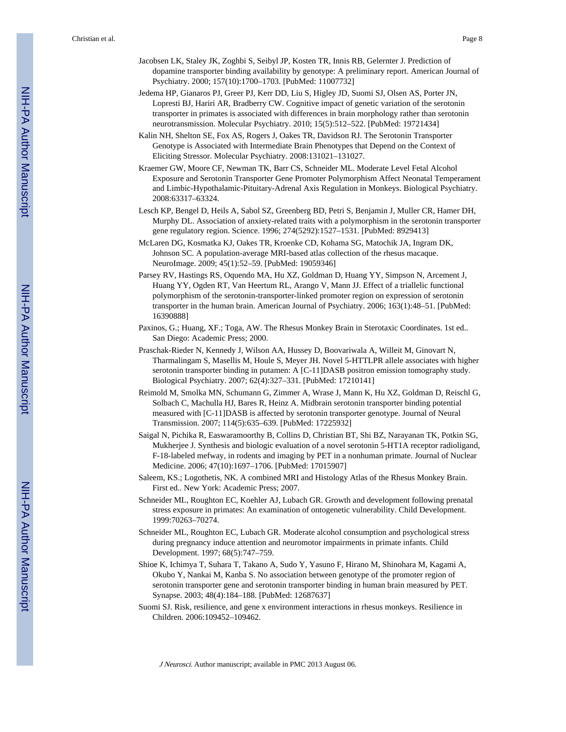Jacobsen LK, Staley JK, Zoghbi S, Seibyl JP, Kosten TR, Innis RB, Gelernter J. Prediction of dopamine transporter binding availability by genotype: A preliminary report. American Journal of Psychiatry. 2000; 157(10):1700–1703. [PubMed: 11007732]

Jedema HP, Gianaros PJ, Greer PJ, Kerr DD, Liu S, Higley JD, Suomi SJ, Olsen AS, Porter JN, Lopresti BJ, Hariri AR, Bradberry CW. Cognitive impact of genetic variation of the serotonin transporter in primates is associated with differences in brain morphology rather than serotonin neurotransmission. Molecular Psychiatry. 2010; 15(5):512–522. [PubMed: 19721434]

Kalin NH, Shelton SE, Fox AS, Rogers J, Oakes TR, Davidson RJ. The Serotonin Transporter Genotype is Associated with Intermediate Brain Phenotypes that Depend on the Context of Eliciting Stressor. Molecular Psychiatry. 2008:131021–131027.

Kraemer GW, Moore CF, Newman TK, Barr CS, Schneider ML. Moderate Level Fetal Alcohol Exposure and Serotonin Transporter Gene Promoter Polymorphism Affect Neonatal Temperament and Limbic-Hypothalamic-Pituitary-Adrenal Axis Regulation in Monkeys. Biological Psychiatry. 2008:63317–63324.

Lesch KP, Bengel D, Heils A, Sabol SZ, Greenberg BD, Petri S, Benjamin J, Muller CR, Hamer DH, Murphy DL. Association of anxiety-related traits with a polymorphism in the serotonin transporter gene regulatory region. Science. 1996; 274(5292):1527–1531. [PubMed: 8929413]

McLaren DG, Kosmatka KJ, Oakes TR, Kroenke CD, Kohama SG, Matochik JA, Ingram DK, Johnson SC. A population-average MRI-based atlas collection of the rhesus macaque. NeuroImage. 2009; 45(1):52–59. [PubMed: 19059346]

Parsey RV, Hastings RS, Oquendo MA, Hu XZ, Goldman D, Huang YY, Simpson N, Arcement J, Huang YY, Ogden RT, Van Heertum RL, Arango V, Mann JJ. Effect of a triallelic functional polymorphism of the serotonin-transporter-linked promoter region on expression of serotonin transporter in the human brain. American Journal of Psychiatry. 2006; 163(1):48–51. [PubMed: 16390888]

Paxinos, G.; Huang, XF.; Toga, AW. The Rhesus Monkey Brain in Sterotaxic Coordinates. 1st ed.. San Diego: Academic Press; 2000.

Praschak-Rieder N, Kennedy J, Wilson AA, Hussey D, Boovariwala A, Willeit M, Ginovart N, Tharmalingam S, Masellis M, Houle S, Meyer JH. Novel 5-HTTLPR allele associates with higher serotonin transporter binding in putamen: A [C-11]DASB positron emission tomography study. Biological Psychiatry. 2007; 62(4):327–331. [PubMed: 17210141]

Reimold M, Smolka MN, Schumann G, Zimmer A, Wrase J, Mann K, Hu XZ, Goldman D, Reischl G, Solbach C, Machulla HJ, Bares R, Heinz A. Midbrain serotonin transporter binding potential measured with [C-11]DASB is affected by serotonin transporter genotype. Journal of Neural Transmission. 2007; 114(5):635–639. [PubMed: 17225932]

Saigal N, Pichika R, Easwaramoorthy B, Collins D, Christian BT, Shi BZ, Narayanan TK, Potkin SG, Mukherjee J. Synthesis and biologic evaluation of a novel serotonin 5-HT1A receptor radioligand, F-18-labeled mefway, in rodents and imaging by PET in a nonhuman primate. Journal of Nuclear Medicine. 2006; 47(10):1697–1706. [PubMed: 17015907]

Saleem, KS.; Logothetis, NK. A combined MRI and Histology Atlas of the Rhesus Monkey Brain. First ed.. New York: Academic Press; 2007.

Schneider ML, Roughton EC, Koehler AJ, Lubach GR. Growth and development following prenatal stress exposure in primates: An examination of ontogenetic vulnerability. Child Development. 1999:70263–70274.

Schneider ML, Roughton EC, Lubach GR. Moderate alcohol consumption and psychological stress during pregnancy induce attention and neuromotor impairments in primate infants. Child Development. 1997; 68(5):747–759.

Shioe K, Ichimya T, Suhara T, Takano A, Sudo Y, Yasuno F, Hirano M, Shinohara M, Kagami A, Okubo Y, Nankai M, Kanba S. No association between genotype of the promoter region of serotonin transporter gene and serotonin transporter binding in human brain measured by PET. Synapse. 2003; 48(4):184–188. [PubMed: 12687637]

Suomi SJ. Risk, resilience, and gene x environment interactions in rhesus monkeys. Resilience in Children. 2006:109452–109462.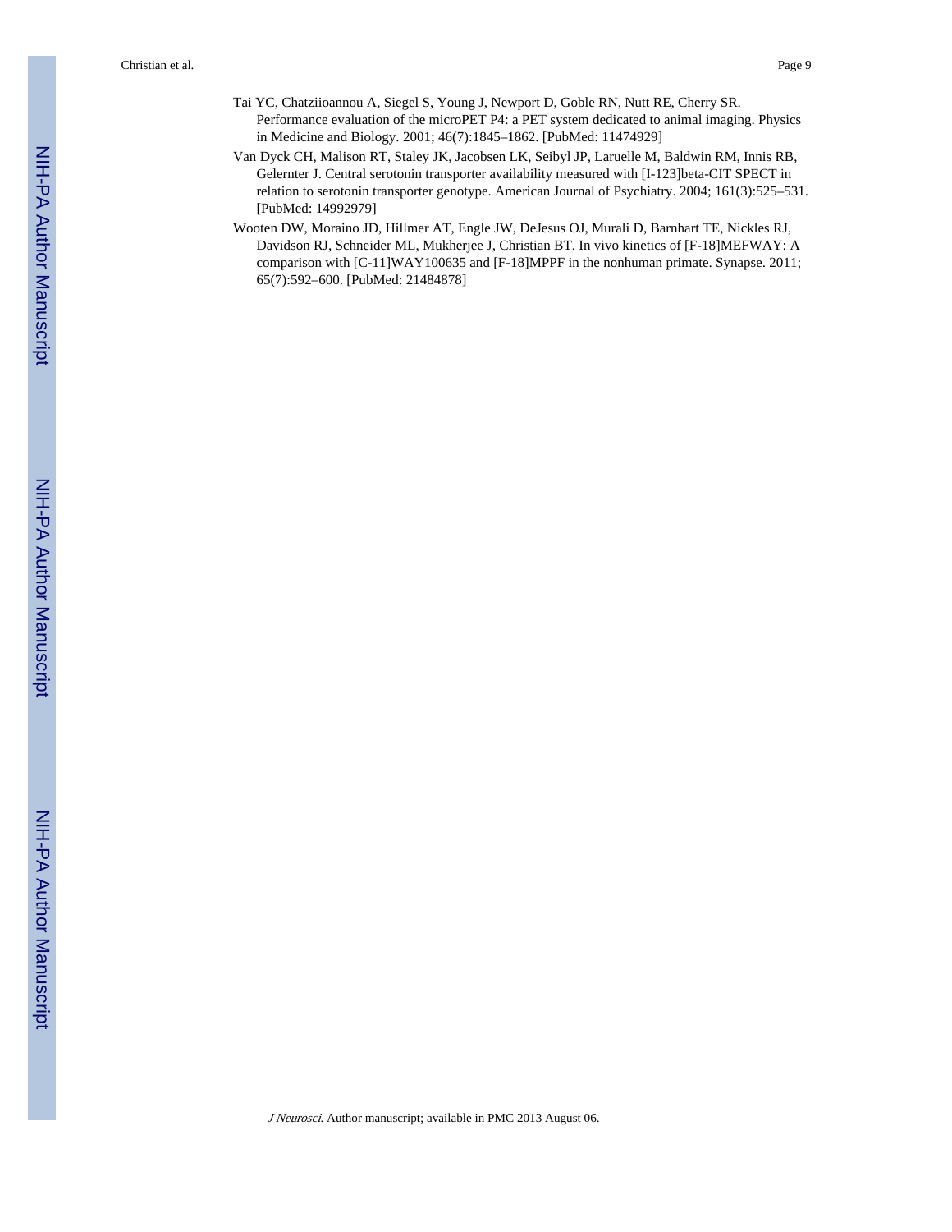Tai YC, Chatziioannou A, Siegel S, Young J, Newport D, Goble RN, Nutt RE, Cherry SR. Performance evaluation of the microPET P4: a PET system dedicated to animal imaging. Physics in Medicine and Biology. 2001; 46(7):1845–1862. [PubMed: 11474929]

Van Dyck CH, Malison RT, Staley JK, Jacobsen LK, Seibyl JP, Laruelle M, Baldwin RM, Innis RB, Gelernter J. Central serotonin transporter availability measured with [I-123]beta-CIT SPECT in relation to serotonin transporter genotype. American Journal of Psychiatry. 2004; 161(3):525–531. [PubMed: 14992979]

Wooten DW, Moraino JD, Hillmer AT, Engle JW, DeJesus OJ, Murali D, Barnhart TE, Nickles RJ, Davidson RJ, Schneider ML, Mukherjee J, Christian BT. In vivo kinetics of [F-18]MEFWAY: A comparison with [C-11]WAY100635 and [F-18]MPPF in the nonhuman primate. Synapse. 2011; 65(7):592–600. [PubMed: 21484878]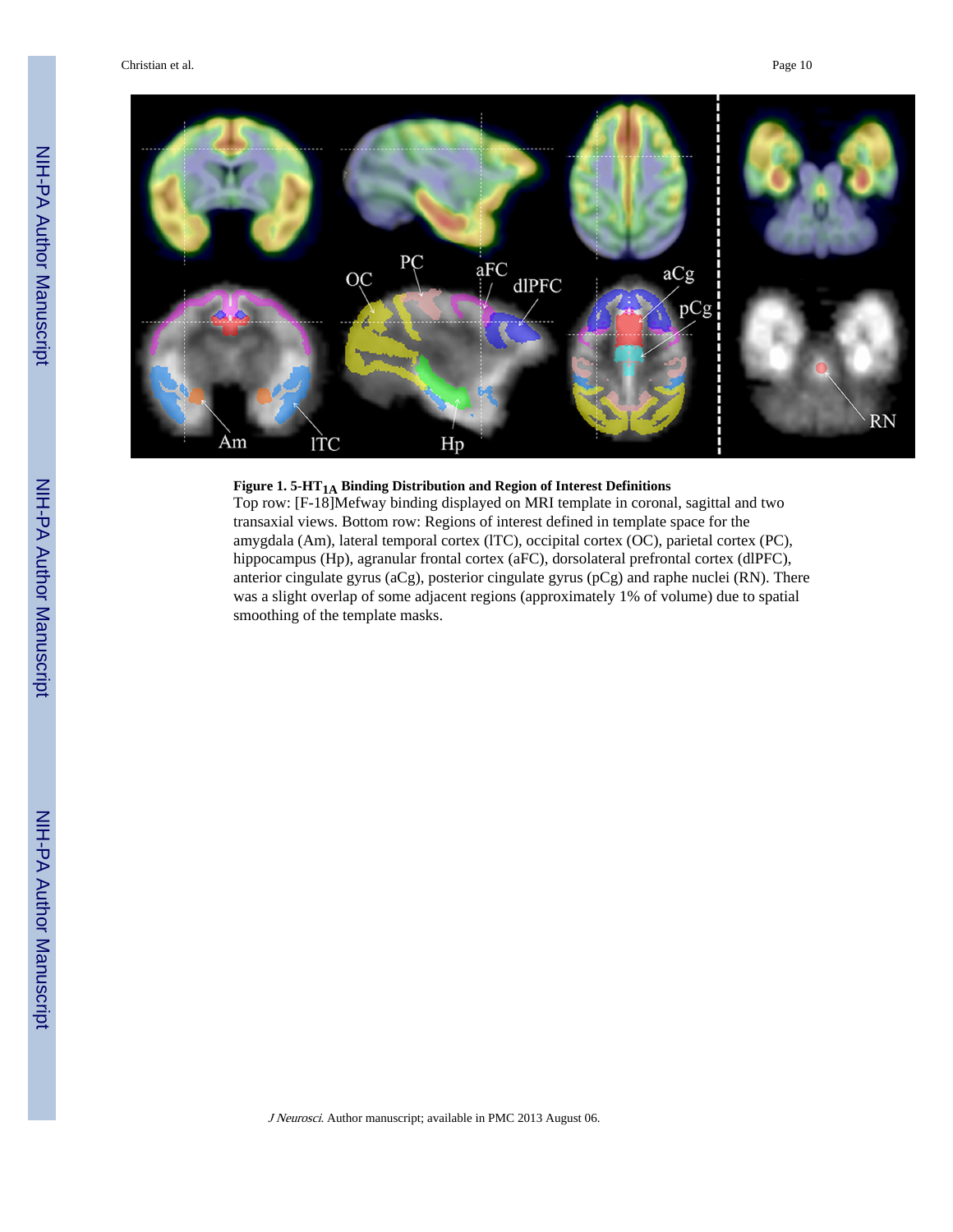**Figure 1. 5-HT$_{1A}$ Binding Distribution and Region of Interest Definitions**

Top row: [F-18]Mefway binding displayed on MRI template in coronal, sagittal and two transaxial views. Bottom row: Regions of interest defined in template space for the amygdala (Am), lateral temporal cortex (lTC), occipital cortex (OC), parietal cortex (PC), hippocampus (Hp), agranular frontal cortex (aFC), dorsolateral prefrontal cortex (dlPFC), anterior cingulate gyrus (aCg), posterior cingulate gyrus (pCg) and raphe nuclei (RN). There was a slight overlap of some adjacent regions (approximately 1% of volume) due to spatial smoothing of the template masks.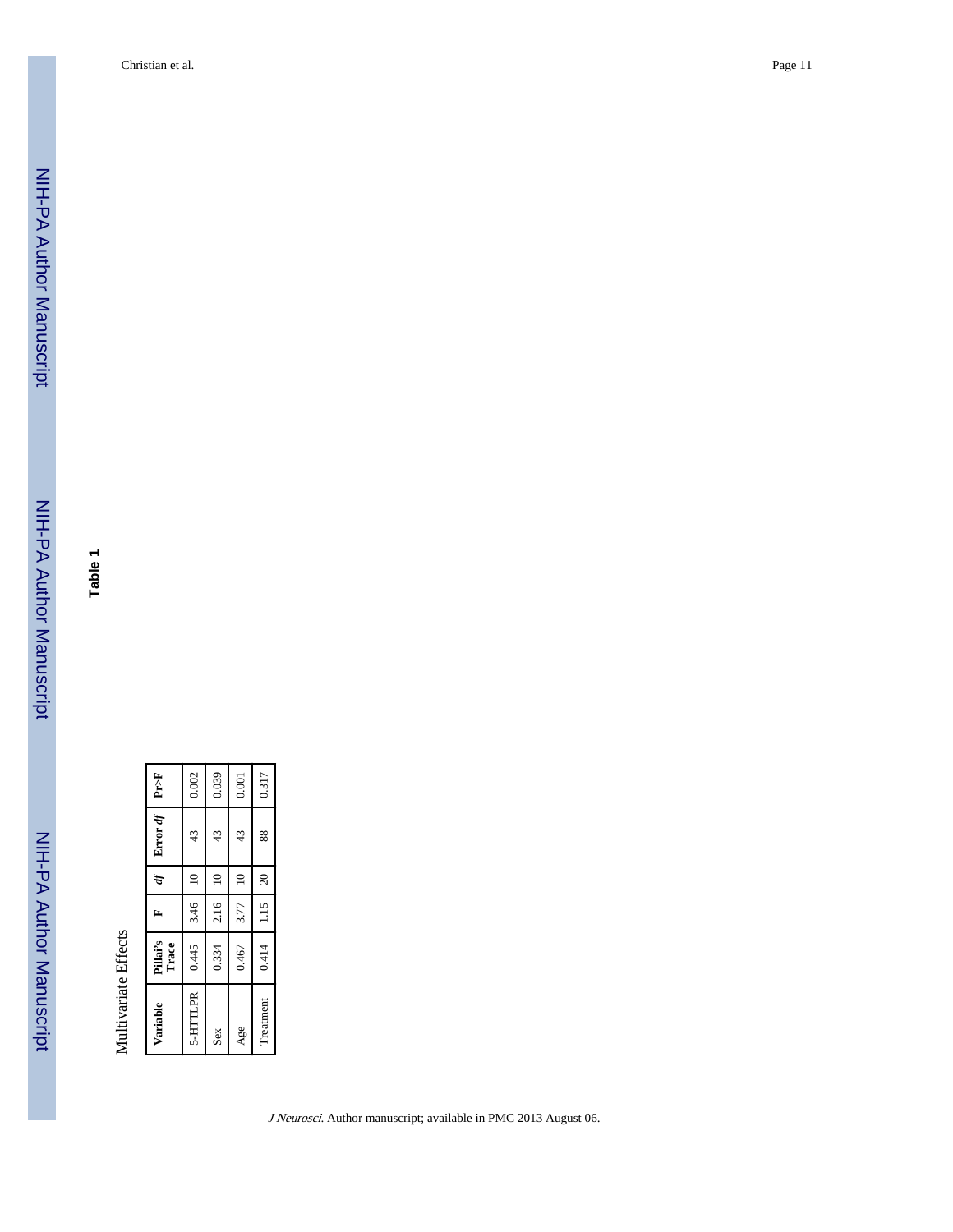**Table 1**

Multivariate Effects

| Variable | Pillai's Trace | F | *df* | Error *df* | Pr>F |
|---|---|---|---|---|---|
| 5-HTTLPR | 0.445 | 3.46 | 10 | 43 | 0.002 |
| Sex | 0.334 | 2.16 | 10 | 43 | 0.039 |
| Age | 0.467 | 3.77 | 10 | 43 | 0.001 |
| Treatment | 0.414 | 1.15 | 20 | 88 | 0.317 |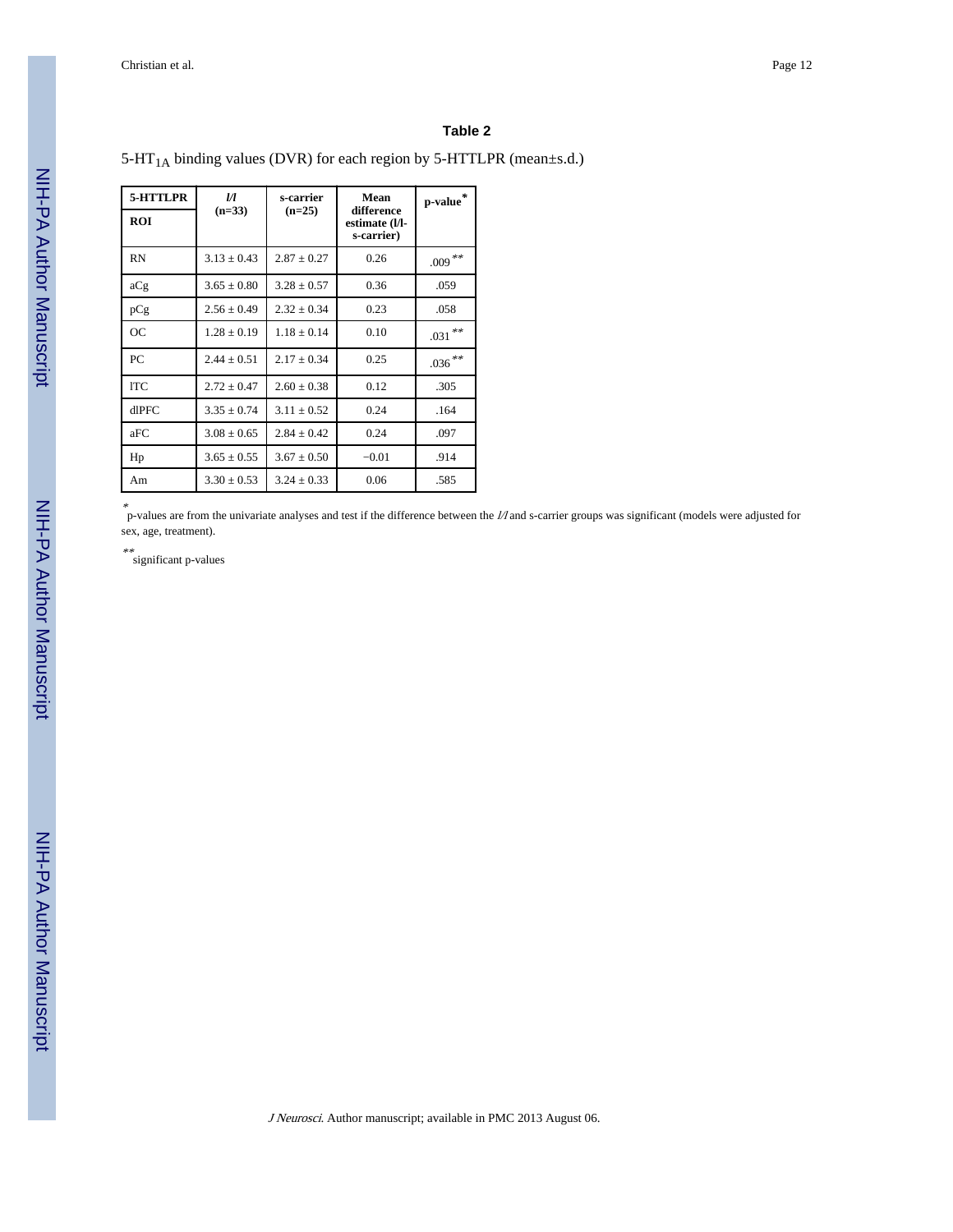**Table 2**

$5\text{-}HT_{1A}$ binding values (DVR) for each region by 5-HTTLPR (mean±s.d.)

| 5-HTTLPR<br>ROI | *l/l* (n=33) | s-carrier (n=25) | Mean difference estimate (l/l-s-carrier) | p-value[*] |
|---|---|---|---|---|
| RN | 3.13 ± 0.43 | 2.87 ± 0.27 | 0.26 | .009[**] |
| aCg | 3.65 ± 0.80 | 3.28 ± 0.57 | 0.36 | .059 |
| pCg | 2.56 ± 0.49 | 2.32 ± 0.34 | 0.23 | .058 |
| OC | 1.28 ± 0.19 | 1.18 ± 0.14 | 0.10 | .031[**] |
| PC | 2.44 ± 0.51 | 2.17 ± 0.34 | 0.25 | .036[**] |
| lTC | 2.72 ± 0.47 | 2.60 ± 0.38 | 0.12 | .305 |
| dlPFC | 3.35 ± 0.74 | 3.11 ± 0.52 | 0.24 | .164 |
| aFC | 3.08 ± 0.65 | 2.84 ± 0.42 | 0.24 | .097 |
| Hp | 3.65 ± 0.55 | 3.67 ± 0.50 | −0.01 | .914 |
| Am | 3.30 ± 0.53 | 3.24 ± 0.33 | 0.06 | .585 |

[*] p-values are from the univariate analyses and test if the difference between the *l/l* and s-carrier groups was significant (models were adjusted for sex, age, treatment).

[**] significant p-values